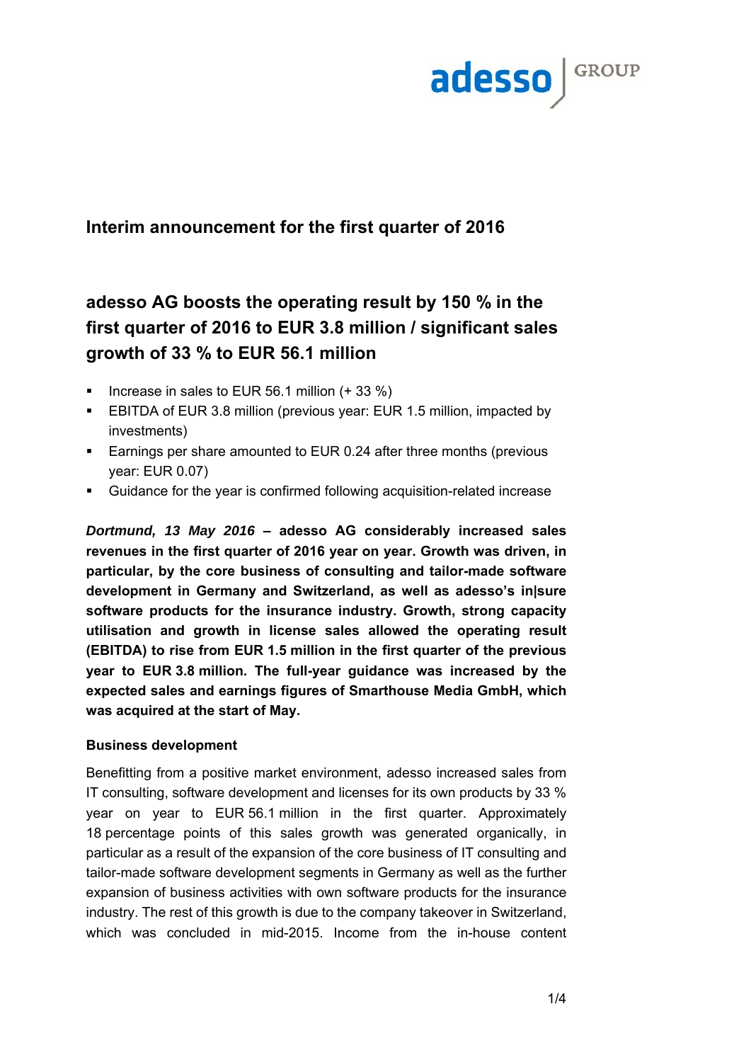## Interim announcement for the first quarter of 2016

# adesso AG boosts the operating result by 150 % in the first quarter of 2016 to EUR 3.8 million / significant sales growth of 33 % to EUR 56.1 million

- Increase in sales to EUR 56.1 million (+ 33 %)
- EBITDA of EUR 3.8 million (previous year: EUR 1.5 million, impacted by investments)
- Earnings per share amounted to EUR 0.24 after three months (previous year: EUR 0.07)
- Guidance for the year is confirmed following acquisition-related increase

***Dortmund, 13 May 2016* – adesso AG considerably increased sales revenues in the first quarter of 2016 year on year. Growth was driven, in particular, by the core business of consulting and tailor-made software development in Germany and Switzerland, as well as adesso's in|sure software products for the insurance industry. Growth, strong capacity utilisation and growth in license sales allowed the operating result (EBITDA) to rise from EUR 1.5 million in the first quarter of the previous year to EUR 3.8 million. The full-year guidance was increased by the expected sales and earnings figures of Smarthouse Media GmbH, which was acquired at the start of May.**

**Business development**

Benefitting from a positive market environment, adesso increased sales from IT consulting, software development and licenses for its own products by 33 % year on year to EUR 56.1 million in the first quarter. Approximately 18 percentage points of this sales growth was generated organically, in particular as a result of the expansion of the core business of IT consulting and tailor-made software development segments in Germany as well as the further expansion of business activities with own software products for the insurance industry. The rest of this growth is due to the company takeover in Switzerland, which was concluded in mid-2015. Income from the in-house content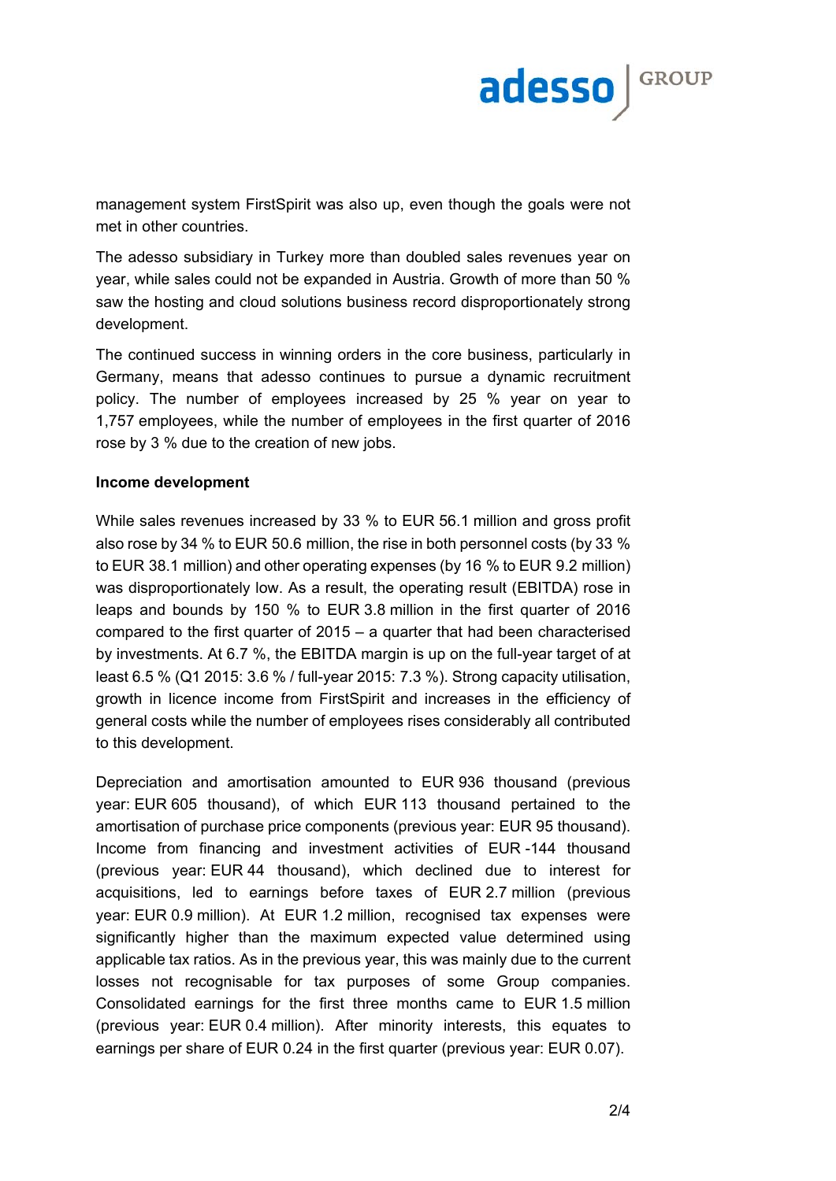management system FirstSpirit was also up, even though the goals were not met in other countries.

The adesso subsidiary in Turkey more than doubled sales revenues year on year, while sales could not be expanded in Austria. Growth of more than 50 % saw the hosting and cloud solutions business record disproportionately strong development.

The continued success in winning orders in the core business, particularly in Germany, means that adesso continues to pursue a dynamic recruitment policy. The number of employees increased by 25 % year on year to 1,757 employees, while the number of employees in the first quarter of 2016 rose by 3 % due to the creation of new jobs.

**Income development**

While sales revenues increased by 33 % to EUR 56.1 million and gross profit also rose by 34 % to EUR 50.6 million, the rise in both personnel costs (by 33 % to EUR 38.1 million) and other operating expenses (by 16 % to EUR 9.2 million) was disproportionately low. As a result, the operating result (EBITDA) rose in leaps and bounds by 150 % to EUR 3.8 million in the first quarter of 2016 compared to the first quarter of 2015 – a quarter that had been characterised by investments. At 6.7 %, the EBITDA margin is up on the full-year target of at least 6.5 % (Q1 2015: 3.6 % / full-year 2015: 7.3 %). Strong capacity utilisation, growth in licence income from FirstSpirit and increases in the efficiency of general costs while the number of employees rises considerably all contributed to this development.

Depreciation and amortisation amounted to EUR 936 thousand (previous year: EUR 605 thousand), of which EUR 113 thousand pertained to the amortisation of purchase price components (previous year: EUR 95 thousand). Income from financing and investment activities of EUR -144 thousand (previous year: EUR 44 thousand), which declined due to interest for acquisitions, led to earnings before taxes of EUR 2.7 million (previous year: EUR 0.9 million). At EUR 1.2 million, recognised tax expenses were significantly higher than the maximum expected value determined using applicable tax ratios. As in the previous year, this was mainly due to the current losses not recognisable for tax purposes of some Group companies. Consolidated earnings for the first three months came to EUR 1.5 million (previous year: EUR 0.4 million). After minority interests, this equates to earnings per share of EUR 0.24 in the first quarter (previous year: EUR 0.07).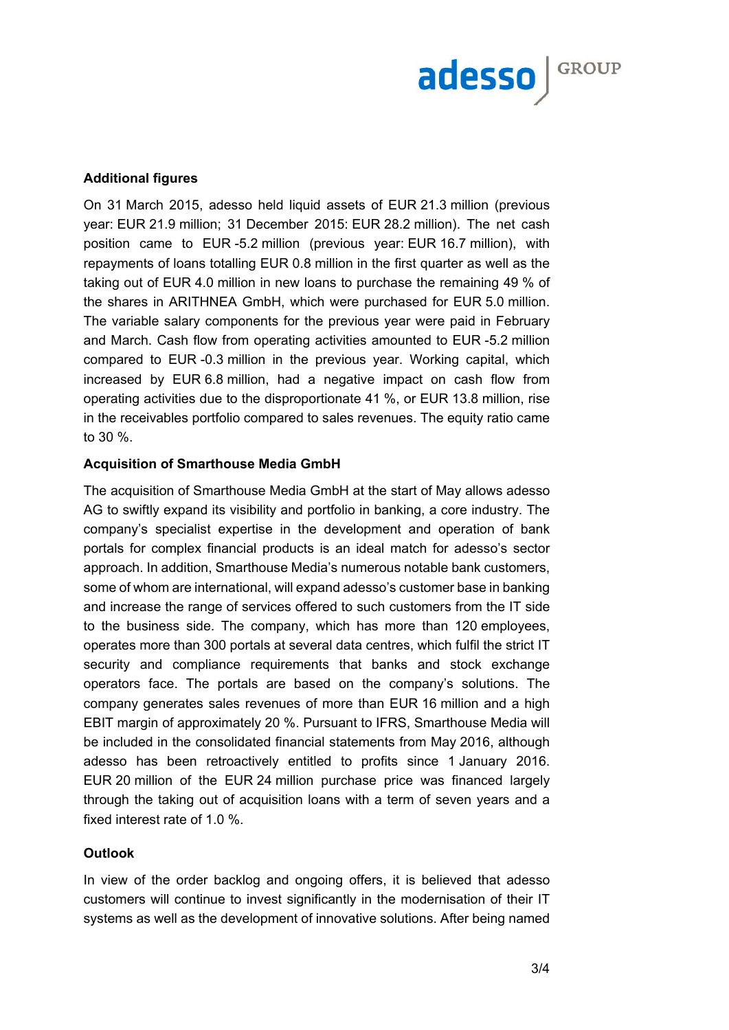**Additional figures**

On 31 March 2015, adesso held liquid assets of EUR 21.3 million (previous year: EUR 21.9 million; 31 December 2015: EUR 28.2 million). The net cash position came to EUR -5.2 million (previous year: EUR 16.7 million), with repayments of loans totalling EUR 0.8 million in the first quarter as well as the taking out of EUR 4.0 million in new loans to purchase the remaining 49 % of the shares in ARITHNEA GmbH, which were purchased for EUR 5.0 million. The variable salary components for the previous year were paid in February and March. Cash flow from operating activities amounted to EUR -5.2 million compared to EUR -0.3 million in the previous year. Working capital, which increased by EUR 6.8 million, had a negative impact on cash flow from operating activities due to the disproportionate 41 %, or EUR 13.8 million, rise in the receivables portfolio compared to sales revenues. The equity ratio came to 30 %.

**Acquisition of Smarthouse Media GmbH**

The acquisition of Smarthouse Media GmbH at the start of May allows adesso AG to swiftly expand its visibility and portfolio in banking, a core industry. The company's specialist expertise in the development and operation of bank portals for complex financial products is an ideal match for adesso's sector approach. In addition, Smarthouse Media's numerous notable bank customers, some of whom are international, will expand adesso's customer base in banking and increase the range of services offered to such customers from the IT side to the business side. The company, which has more than 120 employees, operates more than 300 portals at several data centres, which fulfil the strict IT security and compliance requirements that banks and stock exchange operators face. The portals are based on the company's solutions. The company generates sales revenues of more than EUR 16 million and a high EBIT margin of approximately 20 %. Pursuant to IFRS, Smarthouse Media will be included in the consolidated financial statements from May 2016, although adesso has been retroactively entitled to profits since 1 January 2016. EUR 20 million of the EUR 24 million purchase price was financed largely through the taking out of acquisition loans with a term of seven years and a fixed interest rate of 1.0 %.

**Outlook**

In view of the order backlog and ongoing offers, it is believed that adesso customers will continue to invest significantly in the modernisation of their IT systems as well as the development of innovative solutions. After being named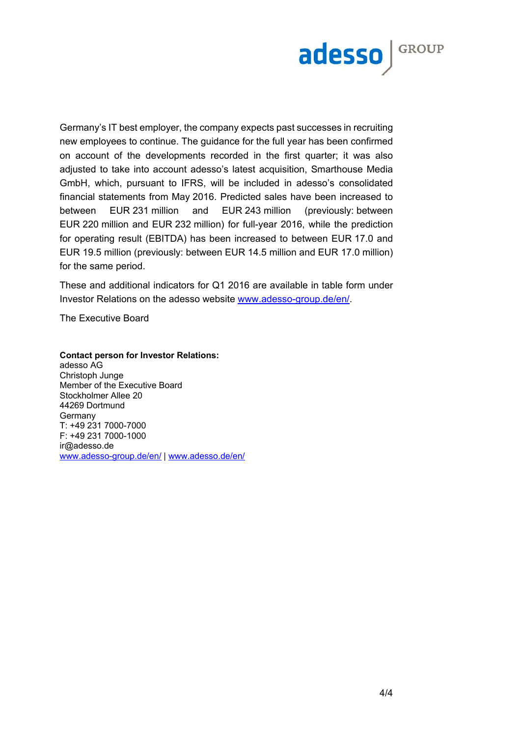Germany's IT best employer, the company expects past successes in recruiting new employees to continue. The guidance for the full year has been confirmed on account of the developments recorded in the first quarter; it was also adjusted to take into account adesso's latest acquisition, Smarthouse Media GmbH, which, pursuant to IFRS, will be included in adesso's consolidated financial statements from May 2016. Predicted sales have been increased to between EUR 231 million and EUR 243 million (previously: between EUR 220 million and EUR 232 million) for full-year 2016, while the prediction for operating result (EBITDA) has been increased to between EUR 17.0 and EUR 19.5 million (previously: between EUR 14.5 million and EUR 17.0 million) for the same period.

These and additional indicators for Q1 2016 are available in table form under Investor Relations on the adesso website [www.adesso-group.de/en/](http://www.adesso-group.de/en/).

The Executive Board

**Contact person for Investor Relations:**
adesso AG
Christoph Junge
Member of the Executive Board
Stockholmer Allee 20
44269 Dortmund
Germany
T: +49 231 7000-7000
F: +49 231 7000-1000
ir@adesso.de
[www.adesso-group.de/en/](http://www.adesso-group.de/en/) | [www.adesso.de/en/](http://www.adesso.de/en/)